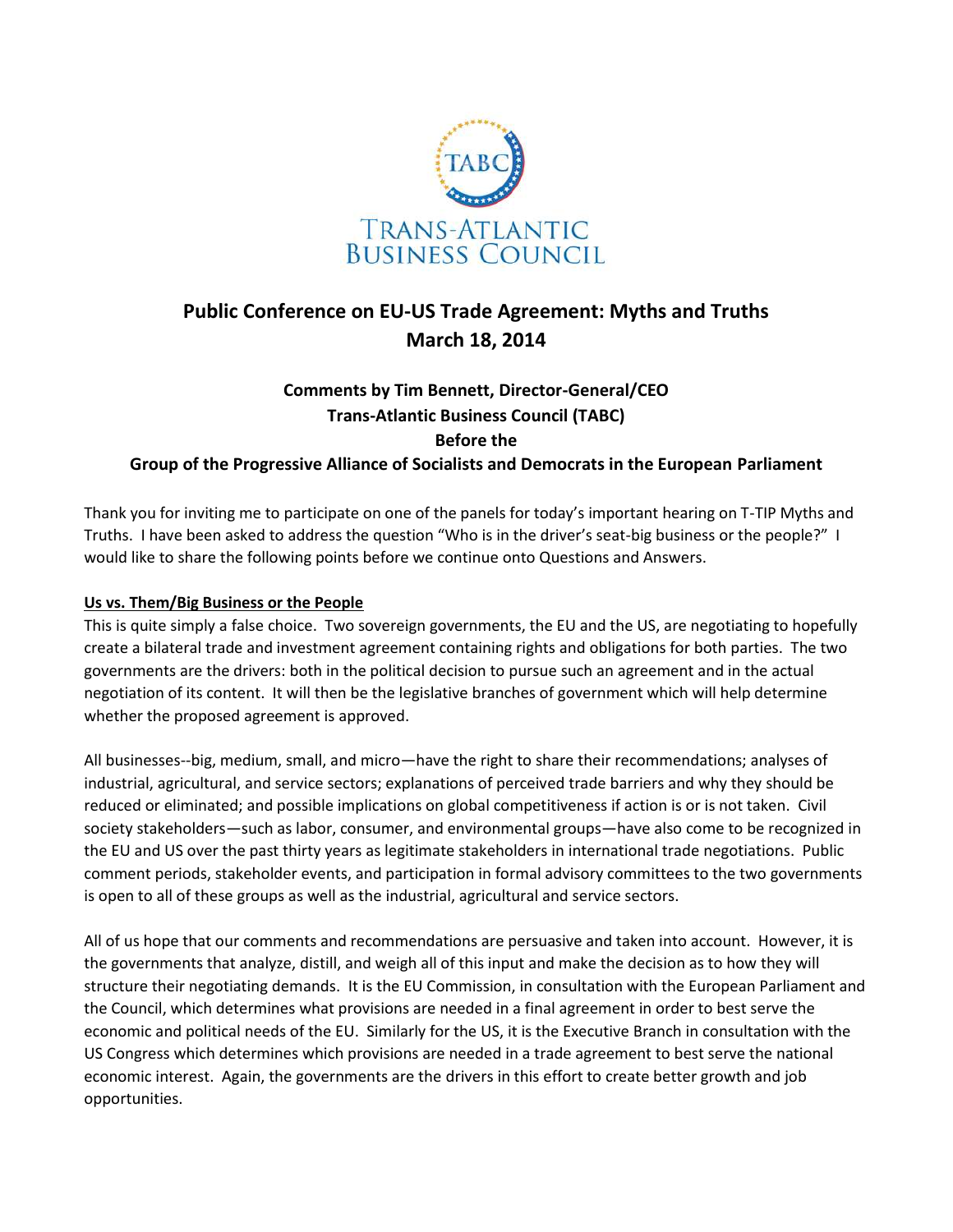TABC

TRANS-ATLANTIC BUSINESS COUNCIL

# Public Conference on EU-US Trade Agreement: Myths and Truths
# March 18, 2014

### Comments by Tim Bennett, Director-General/CEO
### Trans-Atlantic Business Council (TABC)
### Before the
### Group of the Progressive Alliance of Socialists and Democrats in the European Parliament

Thank you for inviting me to participate on one of the panels for today's important hearing on T-TIP Myths and Truths. I have been asked to address the question "Who is in the driver's seat-big business or the people?" I would like to share the following points before we continue onto Questions and Answers.

**Us vs. Them/Big Business or the People**

This is quite simply a false choice. Two sovereign governments, the EU and the US, are negotiating to hopefully create a bilateral trade and investment agreement containing rights and obligations for both parties. The two governments are the drivers: both in the political decision to pursue such an agreement and in the actual negotiation of its content. It will then be the legislative branches of government which will help determine whether the proposed agreement is approved.

All businesses--big, medium, small, and micro—have the right to share their recommendations; analyses of industrial, agricultural, and service sectors; explanations of perceived trade barriers and why they should be reduced or eliminated; and possible implications on global competitiveness if action is or is not taken. Civil society stakeholders—such as labor, consumer, and environmental groups—have also come to be recognized in the EU and US over the past thirty years as legitimate stakeholders in international trade negotiations. Public comment periods, stakeholder events, and participation in formal advisory committees to the two governments is open to all of these groups as well as the industrial, agricultural and service sectors.

All of us hope that our comments and recommendations are persuasive and taken into account. However, it is the governments that analyze, distill, and weigh all of this input and make the decision as to how they will structure their negotiating demands. It is the EU Commission, in consultation with the European Parliament and the Council, which determines what provisions are needed in a final agreement in order to best serve the economic and political needs of the EU. Similarly for the US, it is the Executive Branch in consultation with the US Congress which determines which provisions are needed in a trade agreement to best serve the national economic interest. Again, the governments are the drivers in this effort to create better growth and job opportunities.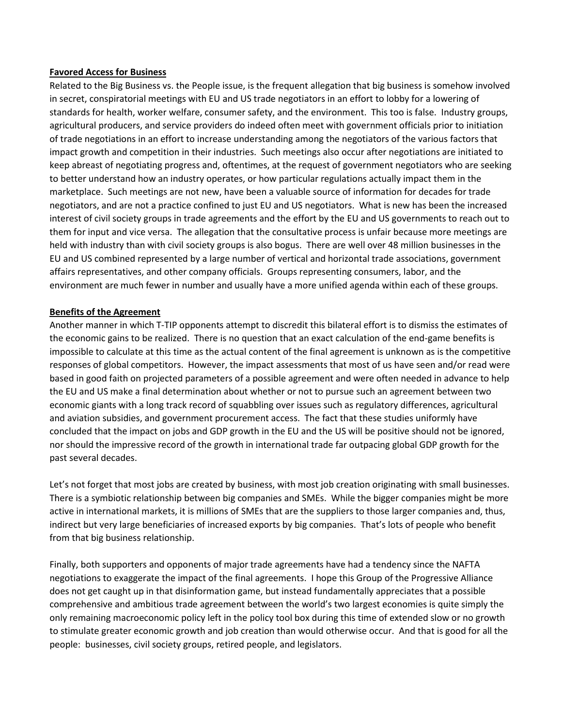**Favored Access for Business**

Related to the Big Business vs. the People issue, is the frequent allegation that big business is somehow involved in secret, conspiratorial meetings with EU and US trade negotiators in an effort to lobby for a lowering of standards for health, worker welfare, consumer safety, and the environment. This too is false. Industry groups, agricultural producers, and service providers do indeed often meet with government officials prior to initiation of trade negotiations in an effort to increase understanding among the negotiators of the various factors that impact growth and competition in their industries. Such meetings also occur after negotiations are initiated to keep abreast of negotiating progress and, oftentimes, at the request of government negotiators who are seeking to better understand how an industry operates, or how particular regulations actually impact them in the marketplace. Such meetings are not new, have been a valuable source of information for decades for trade negotiators, and are not a practice confined to just EU and US negotiators. What is new has been the increased interest of civil society groups in trade agreements and the effort by the EU and US governments to reach out to them for input and vice versa. The allegation that the consultative process is unfair because more meetings are held with industry than with civil society groups is also bogus. There are well over 48 million businesses in the EU and US combined represented by a large number of vertical and horizontal trade associations, government affairs representatives, and other company officials. Groups representing consumers, labor, and the environment are much fewer in number and usually have a more unified agenda within each of these groups.

**Benefits of the Agreement**

Another manner in which T-TIP opponents attempt to discredit this bilateral effort is to dismiss the estimates of the economic gains to be realized. There is no question that an exact calculation of the end-game benefits is impossible to calculate at this time as the actual content of the final agreement is unknown as is the competitive responses of global competitors. However, the impact assessments that most of us have seen and/or read were based in good faith on projected parameters of a possible agreement and were often needed in advance to help the EU and US make a final determination about whether or not to pursue such an agreement between two economic giants with a long track record of squabbling over issues such as regulatory differences, agricultural and aviation subsidies, and government procurement access. The fact that these studies uniformly have concluded that the impact on jobs and GDP growth in the EU and the US will be positive should not be ignored, nor should the impressive record of the growth in international trade far outpacing global GDP growth for the past several decades.

Let's not forget that most jobs are created by business, with most job creation originating with small businesses. There is a symbiotic relationship between big companies and SMEs. While the bigger companies might be more active in international markets, it is millions of SMEs that are the suppliers to those larger companies and, thus, indirect but very large beneficiaries of increased exports by big companies. That's lots of people who benefit from that big business relationship.

Finally, both supporters and opponents of major trade agreements have had a tendency since the NAFTA negotiations to exaggerate the impact of the final agreements. I hope this Group of the Progressive Alliance does not get caught up in that disinformation game, but instead fundamentally appreciates that a possible comprehensive and ambitious trade agreement between the world's two largest economies is quite simply the only remaining macroeconomic policy left in the policy tool box during this time of extended slow or no growth to stimulate greater economic growth and job creation than would otherwise occur. And that is good for all the people: businesses, civil society groups, retired people, and legislators.